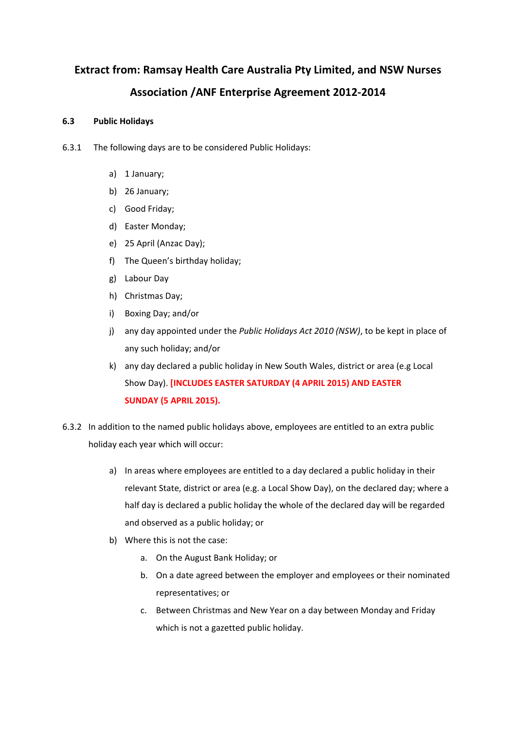# Extract from: Ramsay Health Care Australia Pty Limited, and NSW Nurses Association /ANF Enterprise Agreement 2012-2014

**6.3 Public Holidays**

6.3.1 The following days are to be considered Public Holidays:

a) 1 January;
b) 26 January;
c) Good Friday;
d) Easter Monday;
e) 25 April (Anzac Day);
f) The Queen's birthday holiday;
g) Labour Day
h) Christmas Day;
i) Boxing Day; and/or
j) any day appointed under the *Public Holidays Act 2010 (NSW)*, to be kept in place of any such holiday; and/or
k) any day declared a public holiday in New South Wales, district or area (e.g Local Show Day). **[INCLUDES EASTER SATURDAY (4 APRIL 2015) AND EASTER SUNDAY (5 APRIL 2015).**

6.3.2 In addition to the named public holidays above, employees are entitled to an extra public holiday each year which will occur:

a) In areas where employees are entitled to a day declared a public holiday in their relevant State, district or area (e.g. a Local Show Day), on the declared day; where a half day is declared a public holiday the whole of the declared day will be regarded and observed as a public holiday; or
b) Where this is not the case:
   a. On the August Bank Holiday; or
   b. On a date agreed between the employer and employees or their nominated representatives; or
   c. Between Christmas and New Year on a day between Monday and Friday which is not a gazetted public holiday.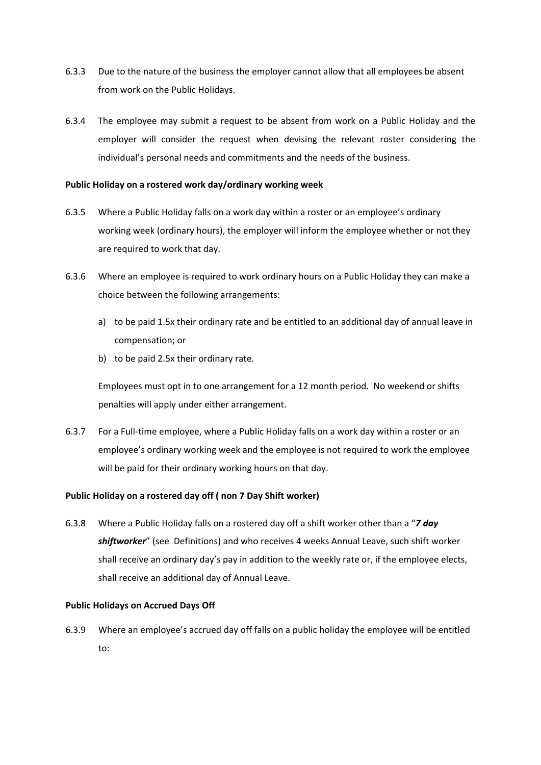6.3.3 Due to the nature of the business the employer cannot allow that all employees be absent from work on the Public Holidays.

6.3.4 The employee may submit a request to be absent from work on a Public Holiday and the employer will consider the request when devising the relevant roster considering the individual's personal needs and commitments and the needs of the business.

**Public Holiday on a rostered work day/ordinary working week**

6.3.5 Where a Public Holiday falls on a work day within a roster or an employee's ordinary working week (ordinary hours), the employer will inform the employee whether or not they are required to work that day.

6.3.6 Where an employee is required to work ordinary hours on a Public Holiday they can make a choice between the following arrangements:

a) to be paid 1.5x their ordinary rate and be entitled to an additional day of annual leave in compensation; or

b) to be paid 2.5x their ordinary rate.

Employees must opt in to one arrangement for a 12 month period. No weekend or shifts penalties will apply under either arrangement.

6.3.7 For a Full-time employee, where a Public Holiday falls on a work day within a roster or an employee's ordinary working week and the employee is not required to work the employee will be paid for their ordinary working hours on that day.

**Public Holiday on a rostered day off ( non 7 Day Shift worker)**

6.3.8 Where a Public Holiday falls on a rostered day off a shift worker other than a "***7 day shiftworker***" (see Definitions) and who receives 4 weeks Annual Leave, such shift worker shall receive an ordinary day's pay in addition to the weekly rate or, if the employee elects, shall receive an additional day of Annual Leave.

**Public Holidays on Accrued Days Off**

6.3.9 Where an employee's accrued day off falls on a public holiday the employee will be entitled to: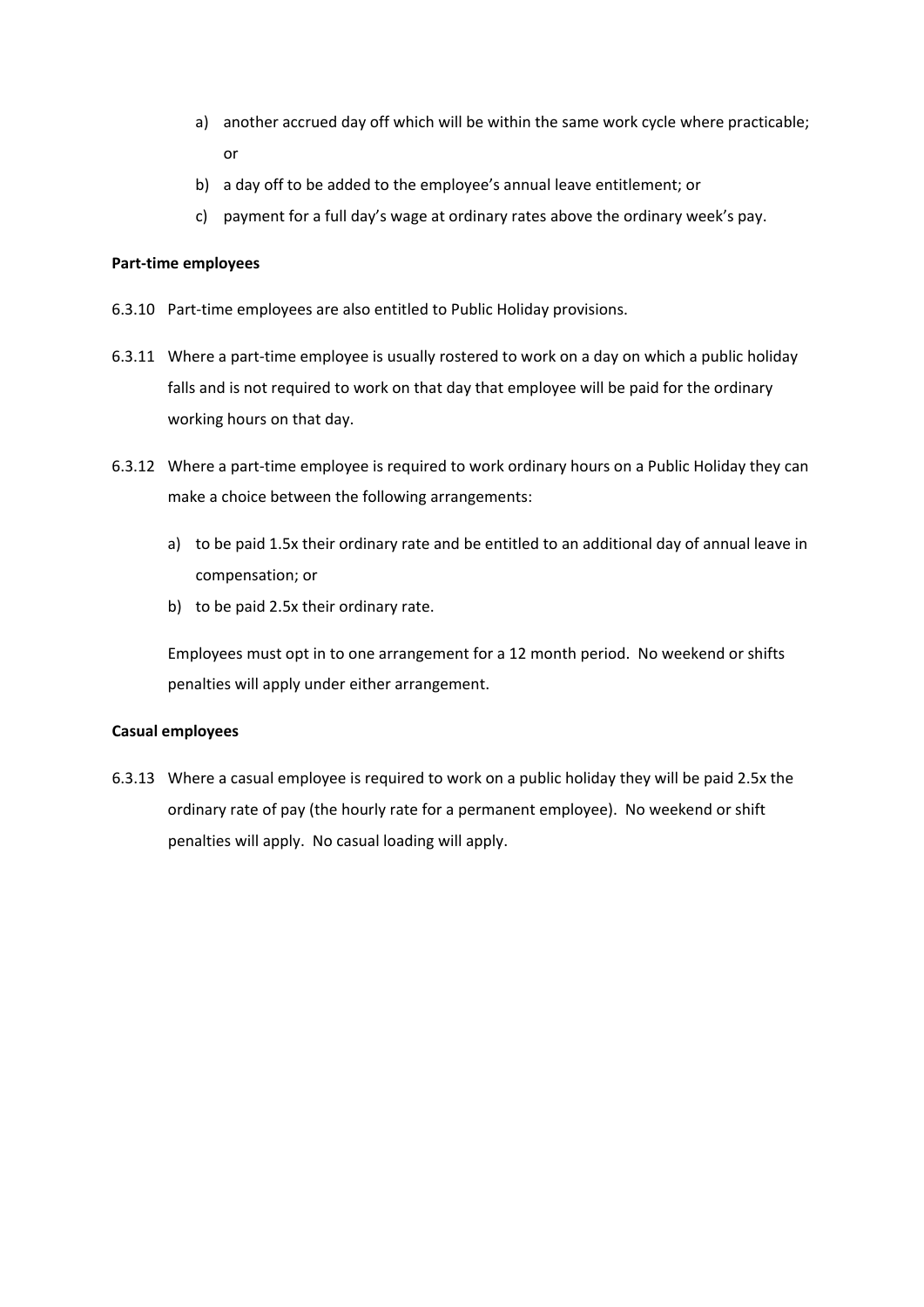a) another accrued day off which will be within the same work cycle where practicable; or
b) a day off to be added to the employee's annual leave entitlement; or
c) payment for a full day's wage at ordinary rates above the ordinary week's pay.

**Part-time employees**

6.3.10 Part-time employees are also entitled to Public Holiday provisions.

6.3.11 Where a part-time employee is usually rostered to work on a day on which a public holiday falls and is not required to work on that day that employee will be paid for the ordinary working hours on that day.

6.3.12 Where a part-time employee is required to work ordinary hours on a Public Holiday they can make a choice between the following arrangements:

a) to be paid 1.5x their ordinary rate and be entitled to an additional day of annual leave in compensation; or
b) to be paid 2.5x their ordinary rate.

Employees must opt in to one arrangement for a 12 month period. No weekend or shifts penalties will apply under either arrangement.

**Casual employees**

6.3.13 Where a casual employee is required to work on a public holiday they will be paid 2.5x the ordinary rate of pay (the hourly rate for a permanent employee). No weekend or shift penalties will apply. No casual loading will apply.